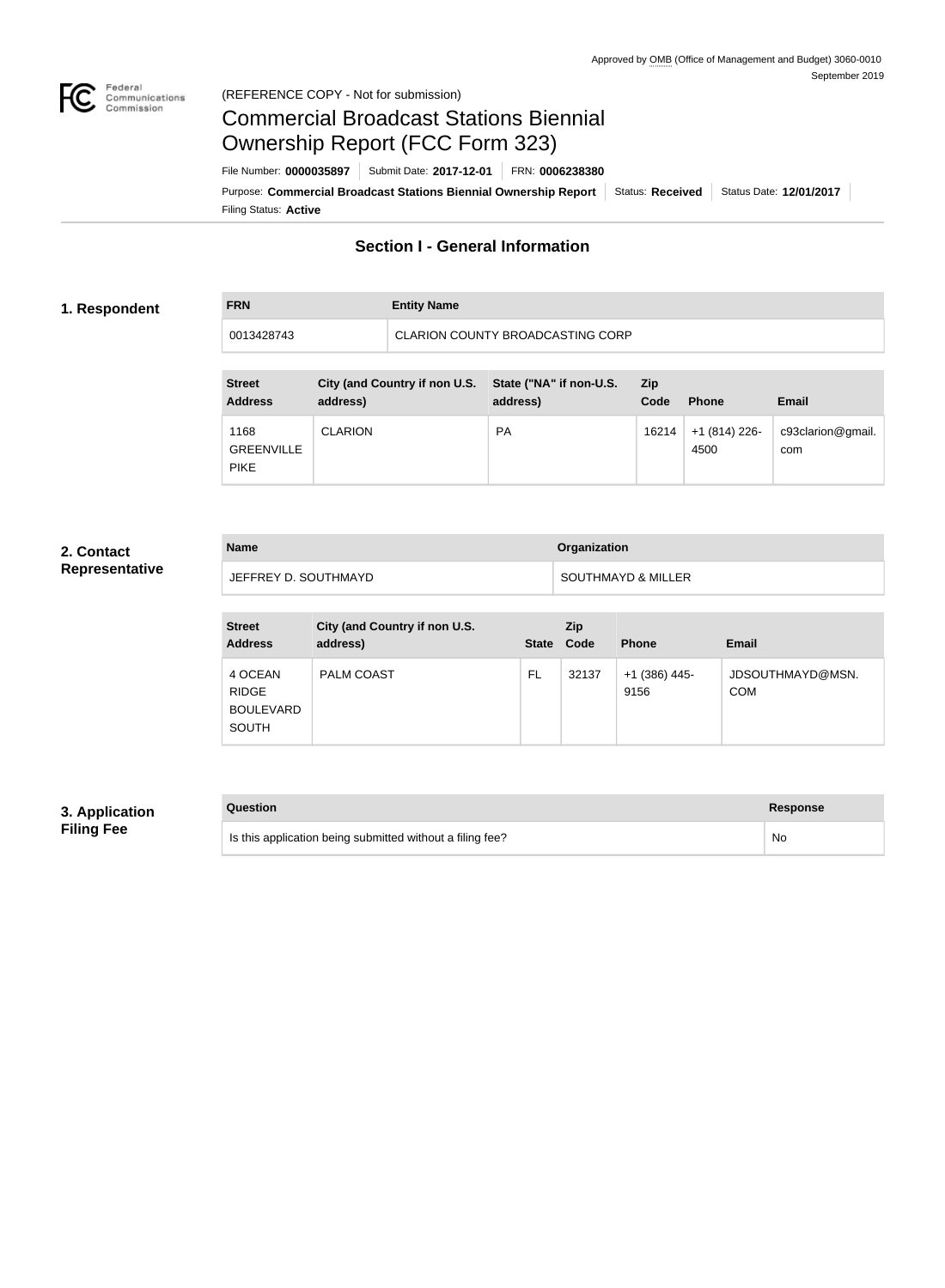Approved by OMB (Office of Management and Budget) 3060-0010
September 2019

(REFERENCE COPY - Not for submission)

# Commercial Broadcast Stations Biennial Ownership Report (FCC Form 323)

File Number: **0000035897** | Submit Date: **2017-12-01** | FRN: **0006238380**

Purpose: **Commercial Broadcast Stations Biennial Ownership Report** | Status: **Received** | Status Date: **12/01/2017**

Filing Status: **Active**

## Section I - General Information

### 1. Respondent

| FRN | Entity Name |
| --- | --- |
| 0013428743 | CLARION COUNTY BROADCASTING CORP |

| Street Address | City (and Country if non U.S. address) | State ("NA" if non-U.S. address) | Zip Code | Phone | Email |
| --- | --- | --- | --- | --- | --- |
| 1168 GREENVILLE PIKE | CLARION | PA | 16214 | +1 (814) 226-4500 | c93clarion@gmail.com |

### 2. Contact Representative

| Name | Organization |
| --- | --- |
| JEFFREY D. SOUTHMAYD | SOUTHMAYD & MILLER |

| Street Address | City (and Country if non U.S. address) | State | Zip Code | Phone | Email |
| --- | --- | --- | --- | --- | --- |
| 4 OCEAN RIDGE BOULEVARD SOUTH | PALM COAST | FL | 32137 | +1 (386) 445-9156 | JDSOUTHMAYD@MSN.COM |

### 3. Application Filing Fee

| Question | Response |
| --- | --- |
| Is this application being submitted without a filing fee? | No |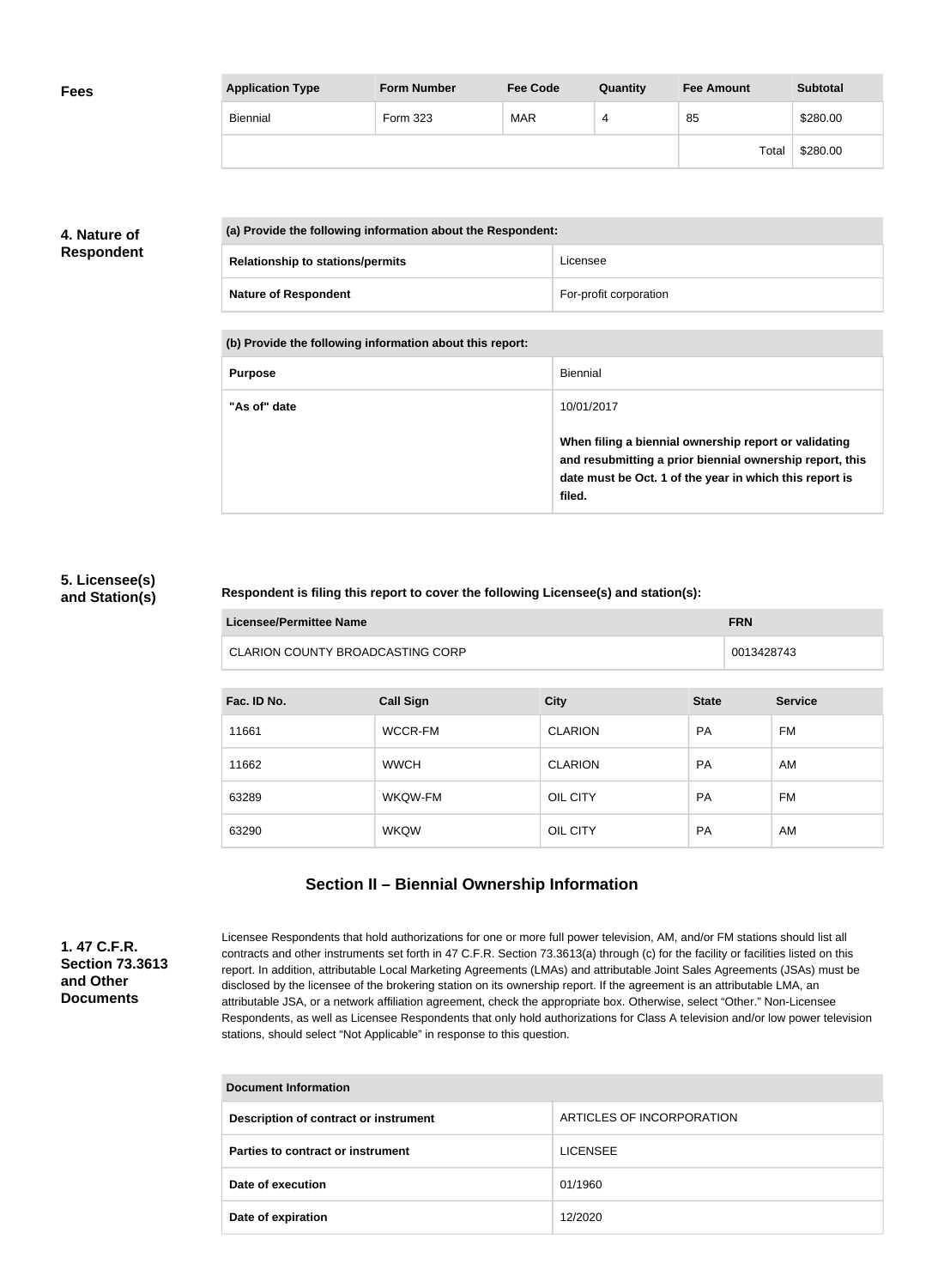**Fees**

| Application Type | Form Number | Fee Code | Quantity | Fee Amount | Subtotal |
| --- | --- | --- | --- | --- | --- |
| Biennial | Form 323 | MAR | 4 | 85 | $280.00 |
| | | | | Total | $280.00 |

**4. Nature of Respondent**

| (a) Provide the following information about the Respondent: | |
| --- | --- |
| Relationship to stations/permits | Licensee |
| Nature of Respondent | For-profit corporation |

| (b) Provide the following information about this report: | |
| --- | --- |
| Purpose | Biennial |
| "As of" date | 10/01/2017<br><br>**When filing a biennial ownership report or validating and resubmitting a prior biennial ownership report, this date must be Oct. 1 of the year in which this report is filed.** |

**5. Licensee(s) and Station(s)**

**Respondent is filing this report to cover the following Licensee(s) and station(s):**

| Licensee/Permittee Name | FRN |
| --- | --- |
| CLARION COUNTY BROADCASTING CORP | 0013428743 |

| Fac. ID No. | Call Sign | City | State | Service |
| --- | --- | --- | --- | --- |
| 11661 | WCCR-FM | CLARION | PA | FM |
| 11662 | WWCH | CLARION | PA | AM |
| 63289 | WKQW-FM | OIL CITY | PA | FM |
| 63290 | WKQW | OIL CITY | PA | AM |

## Section II – Biennial Ownership Information

**1. 47 C.F.R. Section 73.3613 and Other Documents**

Licensee Respondents that hold authorizations for one or more full power television, AM, and/or FM stations should list all contracts and other instruments set forth in 47 C.F.R. Section 73.3613(a) through (c) for the facility or facilities listed on this report. In addition, attributable Local Marketing Agreements (LMAs) and attributable Joint Sales Agreements (JSAs) must be disclosed by the licensee of the brokering station on its ownership report. If the agreement is an attributable LMA, an attributable JSA, or a network affiliation agreement, check the appropriate box. Otherwise, select "Other." Non-Licensee Respondents, as well as Licensee Respondents that only hold authorizations for Class A television and/or low power television stations, should select "Not Applicable" in response to this question.

| Document Information | |
| --- | --- |
| Description of contract or instrument | ARTICLES OF INCORPORATION |
| Parties to contract or instrument | LICENSEE |
| Date of execution | 01/1960 |
| Date of expiration | 12/2020 |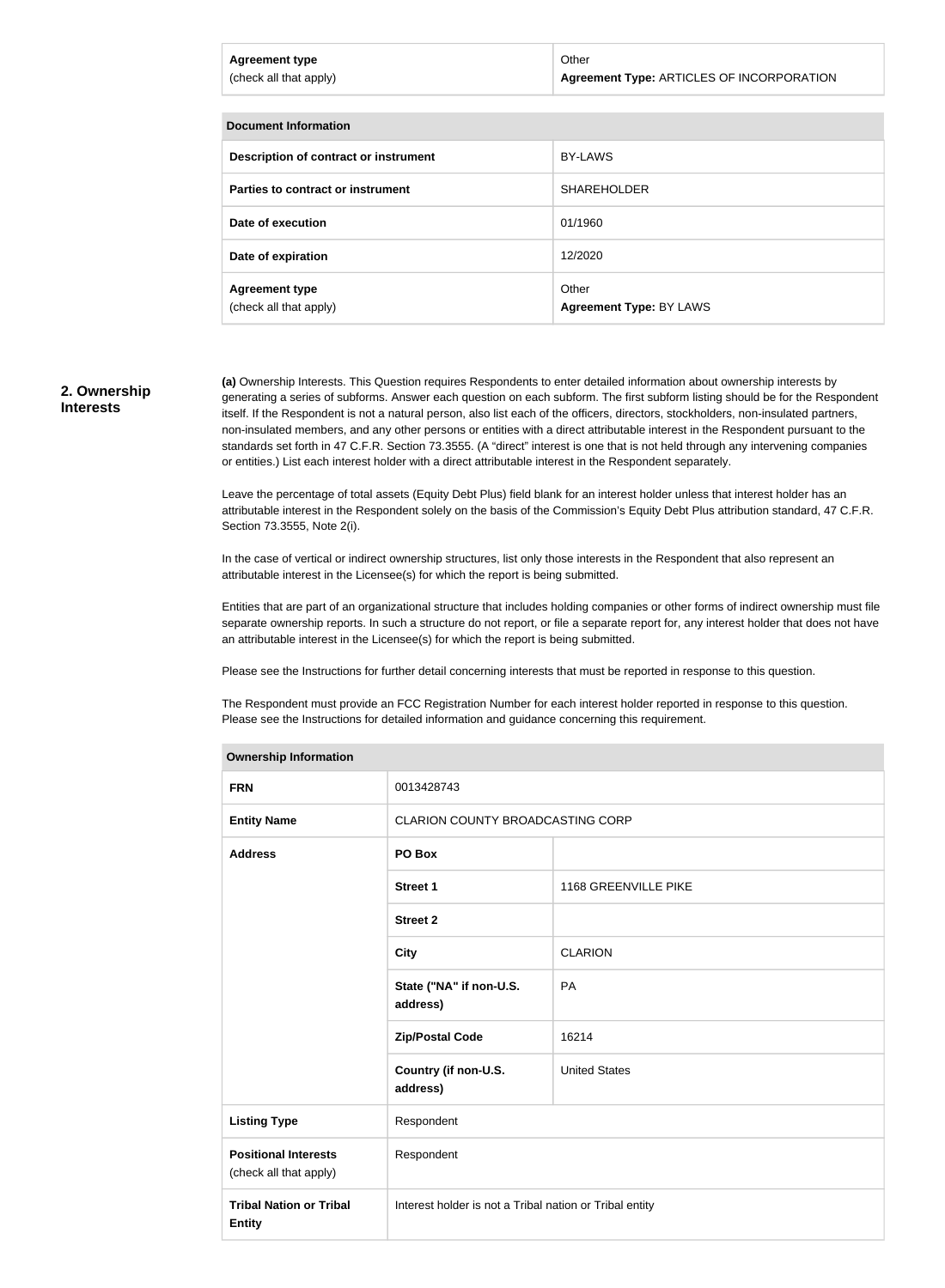| Agreement type (check all that apply) | Other **Agreement Type:** ARTICLES OF INCORPORATION |
|---|---|

| Document Information | |
|---|---|
| **Description of contract or instrument** | BY-LAWS |
| **Parties to contract or instrument** | SHAREHOLDER |
| **Date of execution** | 01/1960 |
| **Date of expiration** | 12/2020 |
| **Agreement type** (check all that apply) | Other **Agreement Type:** BY LAWS |

## 2. Ownership Interests

**(a)** Ownership Interests. This Question requires Respondents to enter detailed information about ownership interests by generating a series of subforms. Answer each question on each subform. The first subform listing should be for the Respondent itself. If the Respondent is not a natural person, also list each of the officers, directors, stockholders, non-insulated partners, non-insulated members, and any other persons or entities with a direct attributable interest in the Respondent pursuant to the standards set forth in 47 C.F.R. Section 73.3555. (A "direct" interest is one that is not held through any intervening companies or entities.) List each interest holder with a direct attributable interest in the Respondent separately.

Leave the percentage of total assets (Equity Debt Plus) field blank for an interest holder unless that interest holder has an attributable interest in the Respondent solely on the basis of the Commission's Equity Debt Plus attribution standard, 47 C.F.R. Section 73.3555, Note 2(i).

In the case of vertical or indirect ownership structures, list only those interests in the Respondent that also represent an attributable interest in the Licensee(s) for which the report is being submitted.

Entities that are part of an organizational structure that includes holding companies or other forms of indirect ownership must file separate ownership reports. In such a structure do not report, or file a separate report for, any interest holder that does not have an attributable interest in the Licensee(s) for which the report is being submitted.

Please see the Instructions for further detail concerning interests that must be reported in response to this question.

The Respondent must provide an FCC Registration Number for each interest holder reported in response to this question. Please see the Instructions for detailed information and guidance concerning this requirement.

| Ownership Information | | |
|---|---|---|
| **FRN** | 0013428743 | |
| **Entity Name** | CLARION COUNTY BROADCASTING CORP | |
| **Address** | **PO Box** | |
| | **Street 1** | 1168 GREENVILLE PIKE |
| | **Street 2** | |
| | **City** | CLARION |
| | **State ("NA" if non-U.S. address)** | PA |
| | **Zip/Postal Code** | 16214 |
| | **Country (if non-U.S. address)** | United States |
| **Listing Type** | Respondent | |
| **Positional Interests** (check all that apply) | Respondent | |
| **Tribal Nation or Tribal Entity** | Interest holder is not a Tribal nation or Tribal entity | |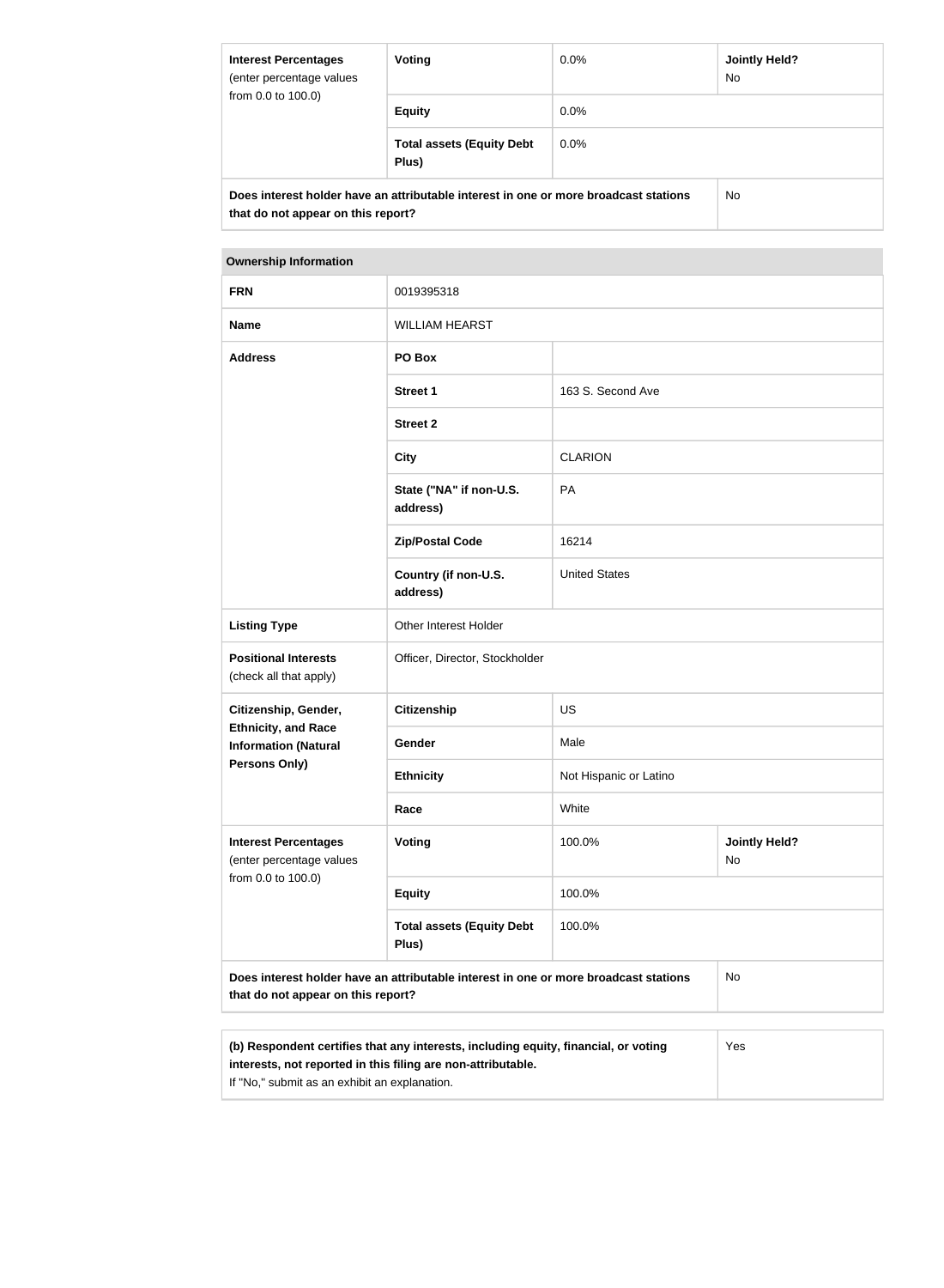| Interest Percentages (enter percentage values from 0.0 to 100.0) | Voting | 0.0% | Jointly Held? No |
|---|---|---|---|
| | Equity | 0.0% | |
| | Total assets (Equity Debt Plus) | 0.0% | |
| Does interest holder have an attributable interest in one or more broadcast stations that do not appear on this report? | | | No |

| Ownership Information | | | |
|---|---|---|---|
| FRN | 0019395318 | | |
| Name | WILLIAM HEARST | | |
| Address | PO Box | | |
| | Street 1 | 163 S. Second Ave | |
| | Street 2 | | |
| | City | CLARION | |
| | State ("NA" if non-U.S. address) | PA | |
| | Zip/Postal Code | 16214 | |
| | Country (if non-U.S. address) | United States | |
| Listing Type | Other Interest Holder | | |
| Positional Interests (check all that apply) | Officer, Director, Stockholder | | |
| Citizenship, Gender, Ethnicity, and Race Information (Natural Persons Only) | Citizenship | US | |
| | Gender | Male | |
| | Ethnicity | Not Hispanic or Latino | |
| | Race | White | |
| Interest Percentages (enter percentage values from 0.0 to 100.0) | Voting | 100.0% | Jointly Held? No |
| | Equity | 100.0% | |
| | Total assets (Equity Debt Plus) | 100.0% | |
| Does interest holder have an attributable interest in one or more broadcast stations that do not appear on this report? | | | No |

| (b) Respondent certifies that any interests, including equity, financial, or voting interests, not reported in this filing are non-attributable. If "No," submit as an exhibit an explanation. | Yes |
|---|---|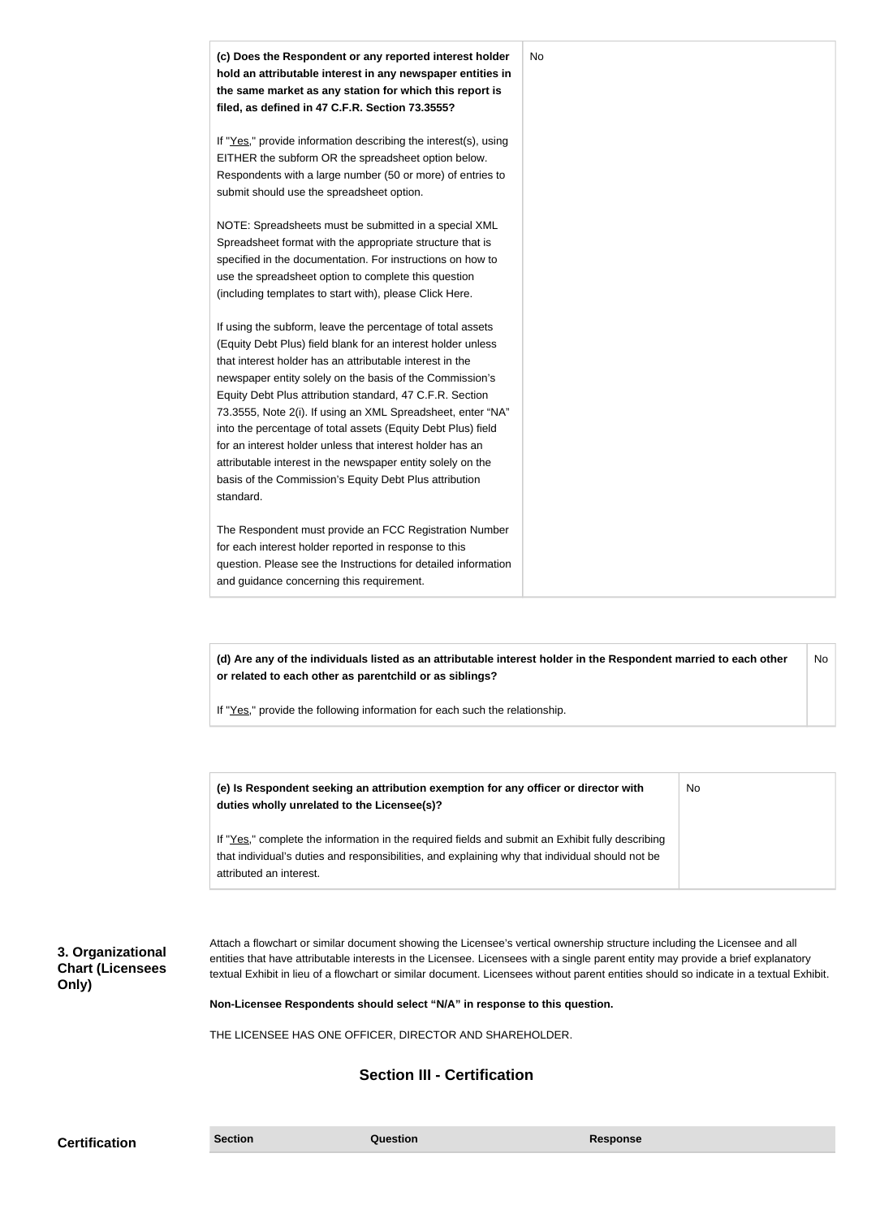| | |
|---|---|
| **(c) Does the Respondent or any reported interest holder hold an attributable interest in any newspaper entities in the same market as any station for which this report is filed, as defined in 47 C.F.R. Section 73.3555?**<br><br>If "Yes," provide information describing the interest(s), using EITHER the subform OR the spreadsheet option below. Respondents with a large number (50 or more) of entries to submit should use the spreadsheet option.<br><br>NOTE: Spreadsheets must be submitted in a special XML Spreadsheet format with the appropriate structure that is specified in the documentation. For instructions on how to use the spreadsheet option to complete this question (including templates to start with), please Click Here.<br><br>If using the subform, leave the percentage of total assets (Equity Debt Plus) field blank for an interest holder unless that interest holder has an attributable interest in the newspaper entity solely on the basis of the Commission's Equity Debt Plus attribution standard, 47 C.F.R. Section 73.3555, Note 2(i). If using an XML Spreadsheet, enter "NA" into the percentage of total assets (Equity Debt Plus) field for an interest holder unless that interest holder has an attributable interest in the newspaper entity solely on the basis of the Commission's Equity Debt Plus attribution standard.<br><br>The Respondent must provide an FCC Registration Number for each interest holder reported in response to this question. Please see the Instructions for detailed information and guidance concerning this requirement. | No |

| | |
|---|---|
| **(d) Are any of the individuals listed as an attributable interest holder in the Respondent married to each other or related to each other as parentchild or as siblings?**<br><br>If "Yes," provide the following information for each such the relationship. | No |

| | |
|---|---|
| **(e) Is Respondent seeking an attribution exemption for any officer or director with duties wholly unrelated to the Licensee(s)?**<br><br>If "Yes," complete the information in the required fields and submit an Exhibit fully describing that individual's duties and responsibilities, and explaining why that individual should not be attributed an interest. | No |

**3. Organizational Chart (Licensees Only)**

Attach a flowchart or similar document showing the Licensee's vertical ownership structure including the Licensee and all entities that have attributable interests in the Licensee. Licensees with a single parent entity may provide a brief explanatory textual Exhibit in lieu of a flowchart or similar document. Licensees without parent entities should so indicate in a textual Exhibit.

**Non-Licensee Respondents should select "N/A" in response to this question.**

THE LICENSEE HAS ONE OFFICER, DIRECTOR AND SHAREHOLDER.

## Section III - Certification

**Certification**

| Section | Question | Response |
|---|---|---|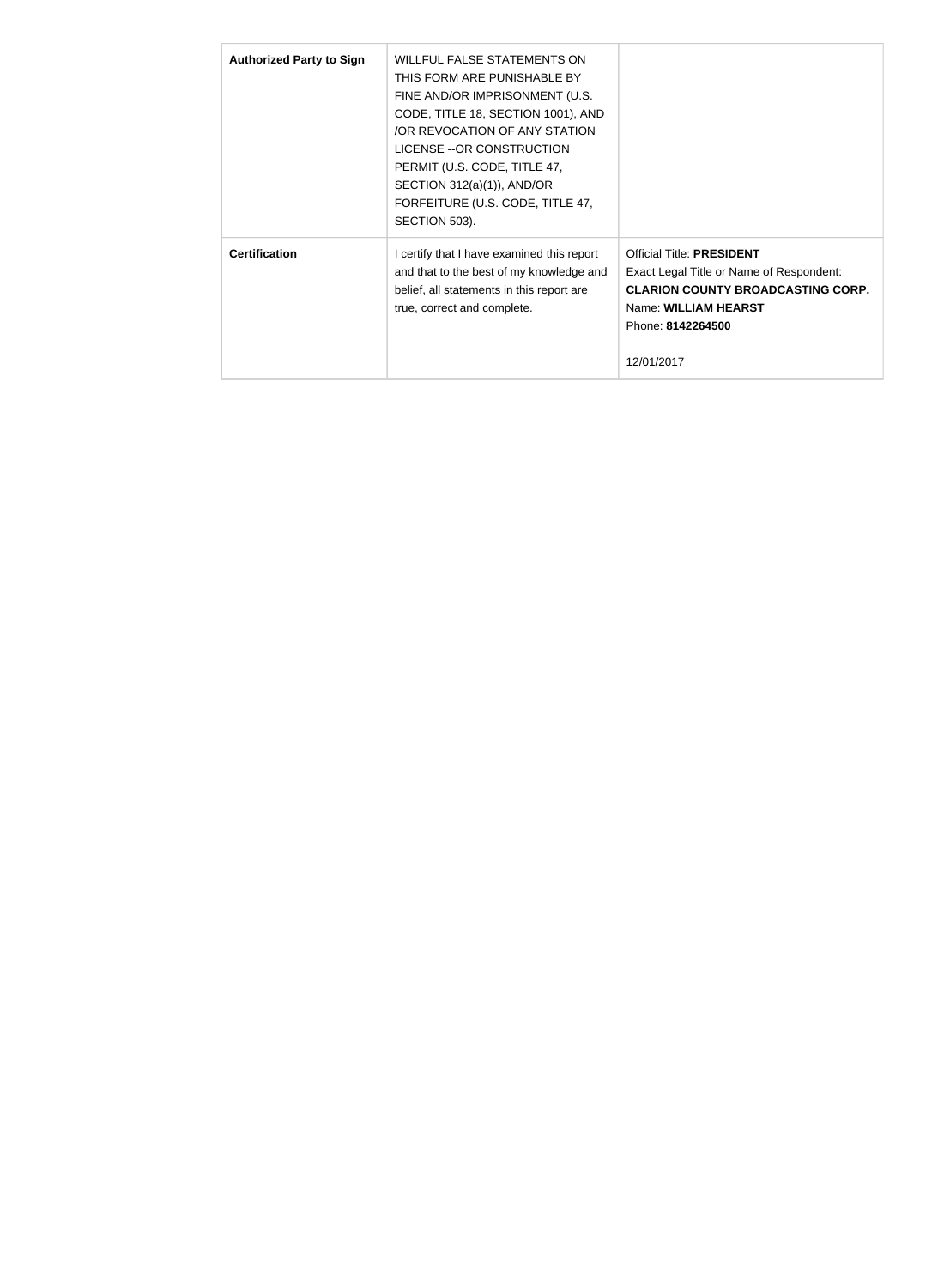| | | |
|---|---|---|
| **Authorized Party to Sign** | WILLFUL FALSE STATEMENTS ON THIS FORM ARE PUNISHABLE BY FINE AND/OR IMPRISONMENT (U.S. CODE, TITLE 18, SECTION 1001), AND /OR REVOCATION OF ANY STATION LICENSE --OR CONSTRUCTION PERMIT (U.S. CODE, TITLE 47, SECTION 312(a)(1)), AND/OR FORFEITURE (U.S. CODE, TITLE 47, SECTION 503). | |
| **Certification** | I certify that I have examined this report and that to the best of my knowledge and belief, all statements in this report are true, correct and complete. | Official Title: **PRESIDENT**<br>Exact Legal Title or Name of Respondent: **CLARION COUNTY BROADCASTING CORP.**<br>Name: **WILLIAM HEARST**<br>Phone: **8142264500**<br><br>12/01/2017 |